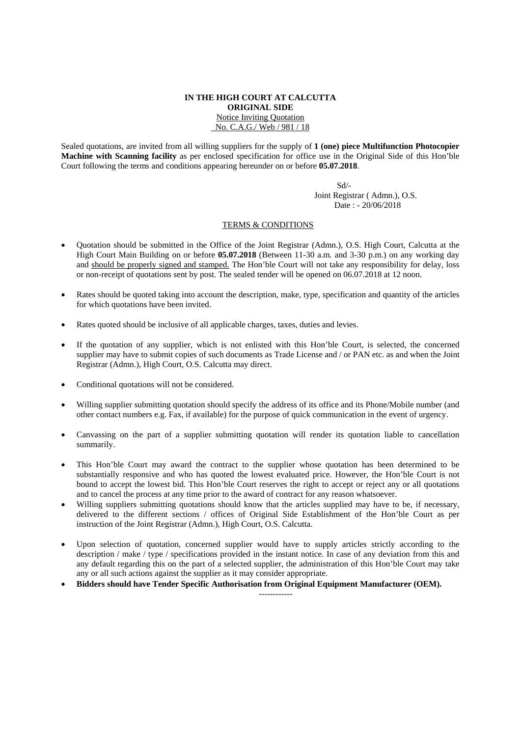**IN THE HIGH COURT AT CALCUTTA**
**ORIGINAL SIDE**
Notice Inviting Quotation
No. C.A.G./ Web / 981 / 18

Sealed quotations, are invited from all willing suppliers for the supply of **1 (one) piece Multifunction Photocopier Machine with Scanning facility** as per enclosed specification for office use in the Original Side of this Hon'ble Court following the terms and conditions appearing hereunder on or before **05.07.2018**.

Sd/-
Joint Registrar ( Admn.), O.S.
Date : - 20/06/2018

TERMS & CONDITIONS

- Quotation should be submitted in the Office of the Joint Registrar (Admn.), O.S. High Court, Calcutta at the High Court Main Building on or before **05.07.2018** (Between 11-30 a.m. and 3-30 p.m.) on any working day and should be properly signed and stamped. The Hon'ble Court will not take any responsibility for delay, loss or non-receipt of quotations sent by post. The sealed tender will be opened on 06.07.2018 at 12 noon.
- Rates should be quoted taking into account the description, make, type, specification and quantity of the articles for which quotations have been invited.
- Rates quoted should be inclusive of all applicable charges, taxes, duties and levies.
- If the quotation of any supplier, which is not enlisted with this Hon'ble Court, is selected, the concerned supplier may have to submit copies of such documents as Trade License and / or PAN etc. as and when the Joint Registrar (Admn.), High Court, O.S. Calcutta may direct.
- Conditional quotations will not be considered.
- Willing supplier submitting quotation should specify the address of its office and its Phone/Mobile number (and other contact numbers e.g. Fax, if available) for the purpose of quick communication in the event of urgency.
- Canvassing on the part of a supplier submitting quotation will render its quotation liable to cancellation summarily.
- This Hon'ble Court may award the contract to the supplier whose quotation has been determined to be substantially responsive and who has quoted the lowest evaluated price. However, the Hon'ble Court is not bound to accept the lowest bid. This Hon'ble Court reserves the right to accept or reject any or all quotations and to cancel the process at any time prior to the award of contract for any reason whatsoever.
- Willing suppliers submitting quotations should know that the articles supplied may have to be, if necessary, delivered to the different sections / offices of Original Side Establishment of the Hon'ble Court as per instruction of the Joint Registrar (Admn.), High Court, O.S. Calcutta.
- Upon selection of quotation, concerned supplier would have to supply articles strictly according to the description / make / type / specifications provided in the instant notice. In case of any deviation from this and any default regarding this on the part of a selected supplier, the administration of this Hon'ble Court may take any or all such actions against the supplier as it may consider appropriate.
- **Bidders should have Tender Specific Authorisation from Original Equipment Manufacturer (OEM).**

------------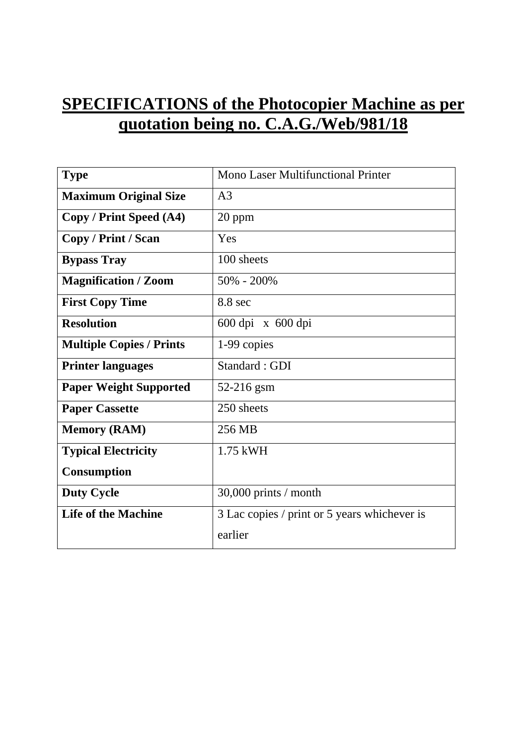# SPECIFICATIONS of the Photocopier Machine as per quotation being no. C.A.G./Web/981/18

| | |
|---|---|
| **Type** | Mono Laser Multifunctional Printer |
| **Maximum Original Size** | A3 |
| **Copy / Print Speed (A4)** | 20 ppm |
| **Copy / Print / Scan** | Yes |
| **Bypass Tray** | 100 sheets |
| **Magnification / Zoom** | 50% - 200% |
| **First Copy Time** | 8.8 sec |
| **Resolution** | 600 dpi x 600 dpi |
| **Multiple Copies / Prints** | 1-99 copies |
| **Printer languages** | Standard : GDI |
| **Paper Weight Supported** | 52-216 gsm |
| **Paper Cassette** | 250 sheets |
| **Memory (RAM)** | 256 MB |
| **Typical Electricity Consumption** | 1.75 kWH |
| **Duty Cycle** | 30,000 prints / month |
| **Life of the Machine** | 3 Lac copies / print or 5 years whichever is earlier |